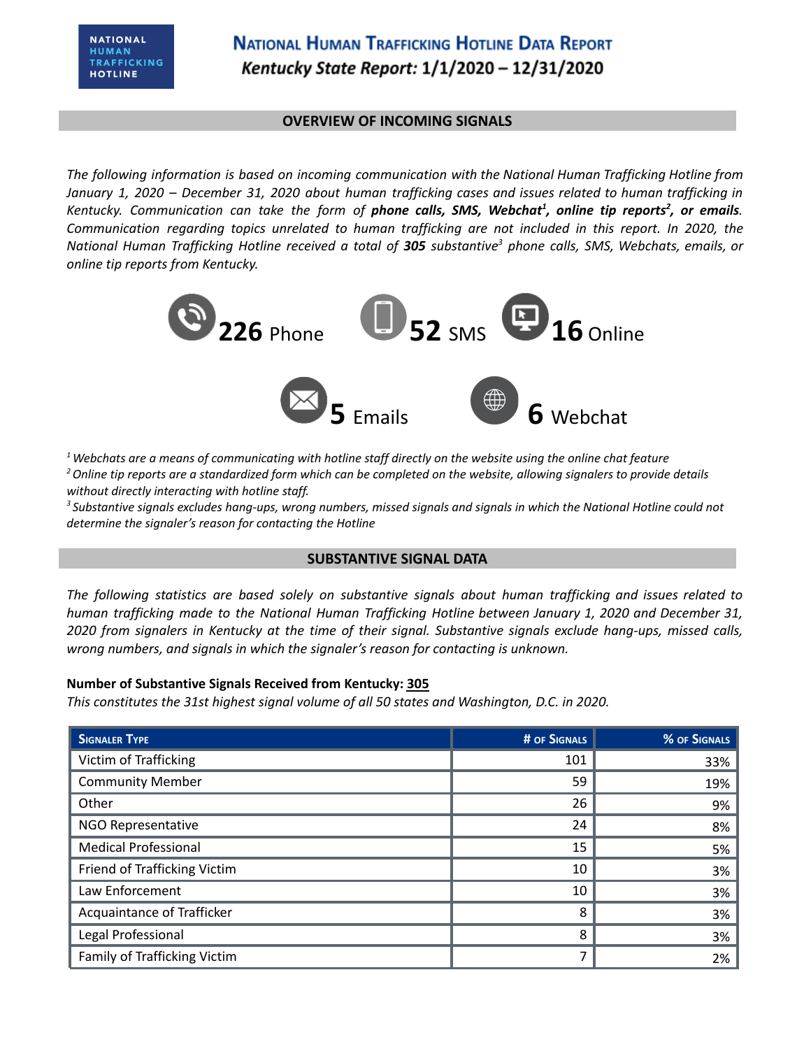NATIONAL HUMAN TRAFFICKING HOTLINE

# National Human Trafficking Hotline Data Report

## *Kentucky State Report:* 1/1/2020 – 12/31/2020

## OVERVIEW OF INCOMING SIGNALS

*The following information is based on incoming communication with the National Human Trafficking Hotline from January 1, 2020 – December 31, 2020 about human trafficking cases and issues related to human trafficking in Kentucky. Communication can take the form of* ***phone calls, SMS, Webchat[1], online tip reports[2], or emails****. Communication regarding topics unrelated to human trafficking are not included in this report. In 2020, the National Human Trafficking Hotline received a total of* ***305*** *substantive[3] phone calls, SMS, Webchats, emails, or online tip reports from Kentucky.*

**226** Phone **52** SMS **16** Online

**5** Emails **6** Webchat

*[1] Webchats are a means of communicating with hotline staff directly on the website using the online chat feature*
*[2] Online tip reports are a standardized form which can be completed on the website, allowing signalers to provide details without directly interacting with hotline staff.*
*[3] Substantive signals excludes hang-ups, wrong numbers, missed signals and signals in which the National Hotline could not determine the signaler's reason for contacting the Hotline*

## SUBSTANTIVE SIGNAL DATA

*The following statistics are based solely on substantive signals about human trafficking and issues related to human trafficking made to the National Human Trafficking Hotline between January 1, 2020 and December 31, 2020 from signalers in Kentucky at the time of their signal. Substantive signals exclude hang-ups, missed calls, wrong numbers, and signals in which the signaler's reason for contacting is unknown.*

**Number of Substantive Signals Received from Kentucky: 305**
*This constitutes the 31st highest signal volume of all 50 states and Washington, D.C. in 2020.*

| Signaler Type | # of Signals | % of Signals |
|---|---|---|
| Victim of Trafficking | 101 | 33% |
| Community Member | 59 | 19% |
| Other | 26 | 9% |
| NGO Representative | 24 | 8% |
| Medical Professional | 15 | 5% |
| Friend of Trafficking Victim | 10 | 3% |
| Law Enforcement | 10 | 3% |
| Acquaintance of Trafficker | 8 | 3% |
| Legal Professional | 8 | 3% |
| Family of Trafficking Victim | 7 | 2% |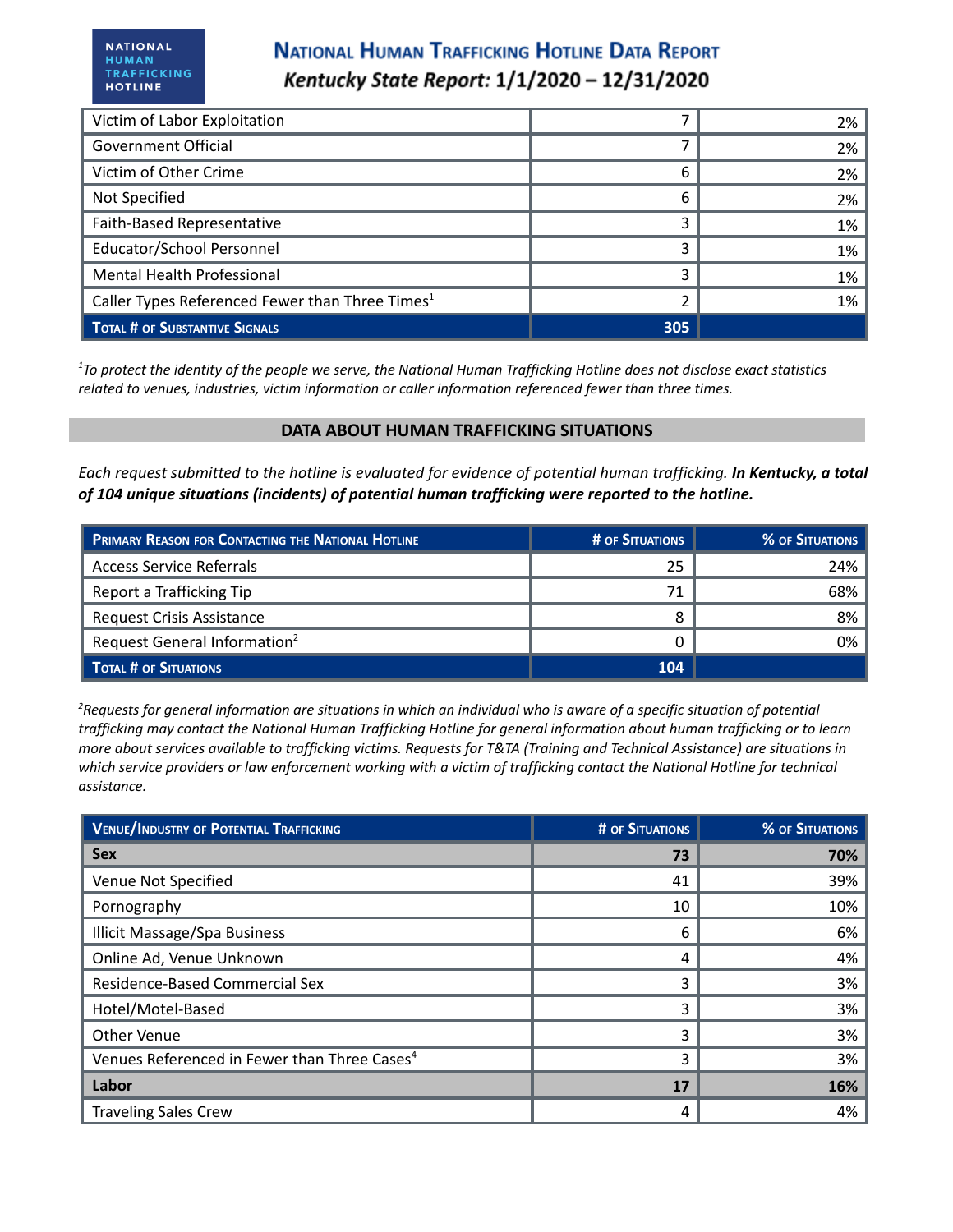| | | |
|---|---|---|
| Victim of Labor Exploitation | 7 | 2% |
| Government Official | 7 | 2% |
| Victim of Other Crime | 6 | 2% |
| Not Specified | 6 | 2% |
| Faith-Based Representative | 3 | 1% |
| Educator/School Personnel | 3 | 1% |
| Mental Health Professional | 3 | 1% |
| Caller Types Referenced Fewer than Three Times[1] | 2 | 1% |
| **Total # of Substantive Signals** | **305** | |

*[1]To protect the identity of the people we serve, the National Human Trafficking Hotline does not disclose exact statistics related to venues, industries, victim information or caller information referenced fewer than three times.*

## DATA ABOUT HUMAN TRAFFICKING SITUATIONS

*Each request submitted to the hotline is evaluated for evidence of potential human trafficking.* ***In Kentucky, a total of 104 unique situations (incidents) of potential human trafficking were reported to the hotline.***

| Primary Reason for Contacting the National Hotline | # of Situations | % of Situations |
|---|---|---|
| Access Service Referrals | 25 | 24% |
| Report a Trafficking Tip | 71 | 68% |
| Request Crisis Assistance | 8 | 8% |
| Request General Information[2] | 0 | 0% |
| **Total # of Situations** | **104** | |

*[2]Requests for general information are situations in which an individual who is aware of a specific situation of potential trafficking may contact the National Human Trafficking Hotline for general information about human trafficking or to learn more about services available to trafficking victims. Requests for T&TA (Training and Technical Assistance) are situations in which service providers or law enforcement working with a victim of trafficking contact the National Hotline for technical assistance.*

| Venue/Industry of Potential Trafficking | # of Situations | % of Situations |
|---|---|---|
| **Sex** | **73** | **70%** |
| Venue Not Specified | 41 | 39% |
| Pornography | 10 | 10% |
| Illicit Massage/Spa Business | 6 | 6% |
| Online Ad, Venue Unknown | 4 | 4% |
| Residence-Based Commercial Sex | 3 | 3% |
| Hotel/Motel-Based | 3 | 3% |
| Other Venue | 3 | 3% |
| Venues Referenced in Fewer than Three Cases[4] | 3 | 3% |
| **Labor** | **17** | **16%** |
| Traveling Sales Crew | 4 | 4% |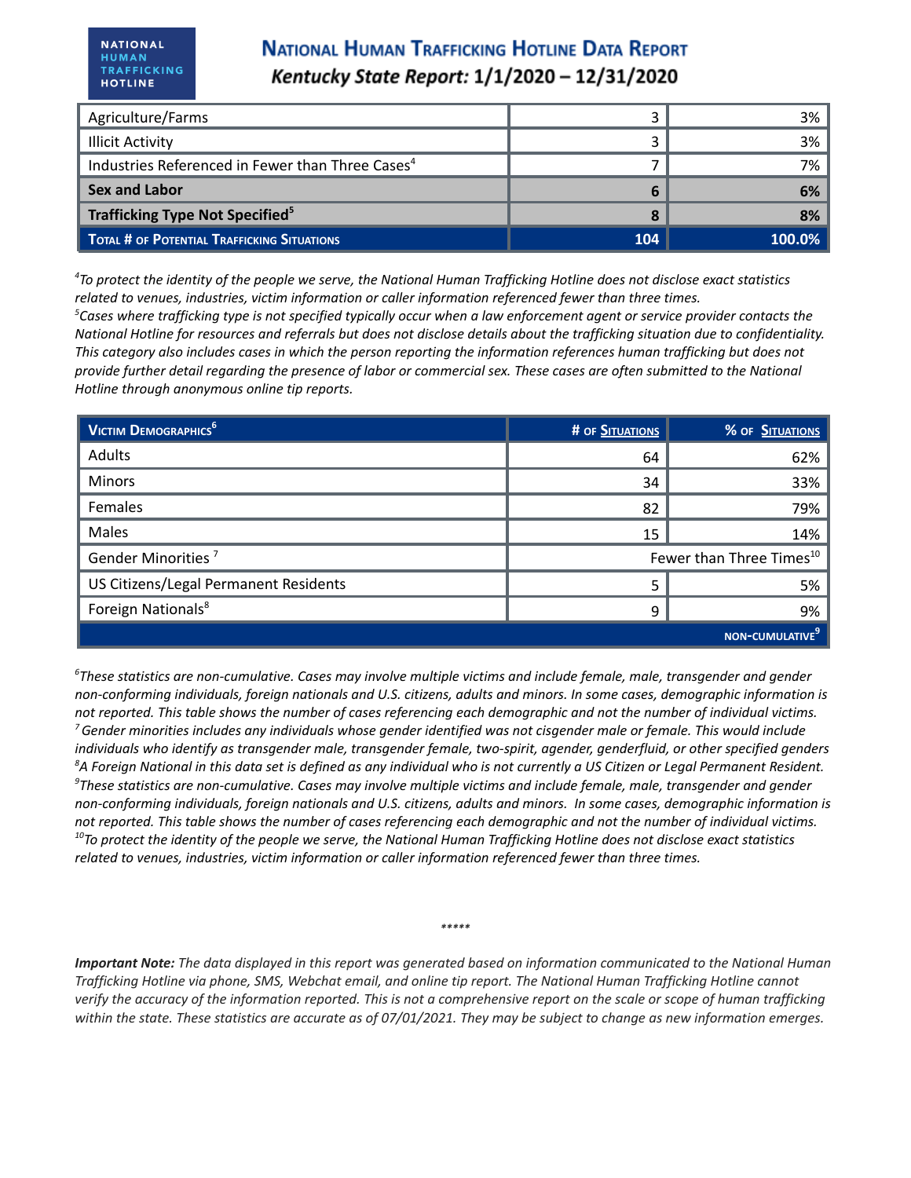# National Human Trafficking Hotline Data Report

**Kentucky State Report: 1/1/2020 – 12/31/2020**

| | | |
|---|---|---|
| Agriculture/Farms | 3 | 3% |
| Illicit Activity | 3 | 3% |
| Industries Referenced in Fewer than Three Cases[4] | 7 | 7% |
| **Sex and Labor** | **6** | **6%** |
| **Trafficking Type Not Specified[5]** | **8** | **8%** |
| **Total # of Potential Trafficking Situations** | **104** | **100.0%** |

*[4]To protect the identity of the people we serve, the National Human Trafficking Hotline does not disclose exact statistics related to venues, industries, victim information or caller information referenced fewer than three times.*
*[5]Cases where trafficking type is not specified typically occur when a law enforcement agent or service provider contacts the National Hotline for resources and referrals but does not disclose details about the trafficking situation due to confidentiality. This category also includes cases in which the person reporting the information references human trafficking but does not provide further detail regarding the presence of labor or commercial sex. These cases are often submitted to the National Hotline through anonymous online tip reports.*

| Victim Demographics[6] | # of Situations | % of Situations |
|---|---|---|
| Adults | 64 | 62% |
| Minors | 34 | 33% |
| Females | 82 | 79% |
| Males | 15 | 14% |
| Gender Minorities [7] | Fewer than Three Times[10] | |
| US Citizens/Legal Permanent Residents | 5 | 5% |
| Foreign Nationals[8] | 9 | 9% |
| | | non-cumulative[9] |

*[6]These statistics are non-cumulative. Cases may involve multiple victims and include female, male, transgender and gender non-conforming individuals, foreign nationals and U.S. citizens, adults and minors. In some cases, demographic information is not reported. This table shows the number of cases referencing each demographic and not the number of individual victims.*
*[7] Gender minorities includes any individuals whose gender identified was not cisgender male or female. This would include individuals who identify as transgender male, transgender female, two-spirit, agender, genderfluid, or other specified genders*
*[8]A Foreign National in this data set is defined as any individual who is not currently a US Citizen or Legal Permanent Resident.*
*[9]These statistics are non-cumulative. Cases may involve multiple victims and include female, male, transgender and gender non-conforming individuals, foreign nationals and U.S. citizens, adults and minors. In some cases, demographic information is not reported. This table shows the number of cases referencing each demographic and not the number of individual victims.*
*[10]To protect the identity of the people we serve, the National Human Trafficking Hotline does not disclose exact statistics related to venues, industries, victim information or caller information referenced fewer than three times.*

*****

***Important Note:** The data displayed in this report was generated based on information communicated to the National Human Trafficking Hotline via phone, SMS, Webchat email, and online tip report. The National Human Trafficking Hotline cannot verify the accuracy of the information reported. This is not a comprehensive report on the scale or scope of human trafficking within the state. These statistics are accurate as of 07/01/2021. They may be subject to change as new information emerges.*